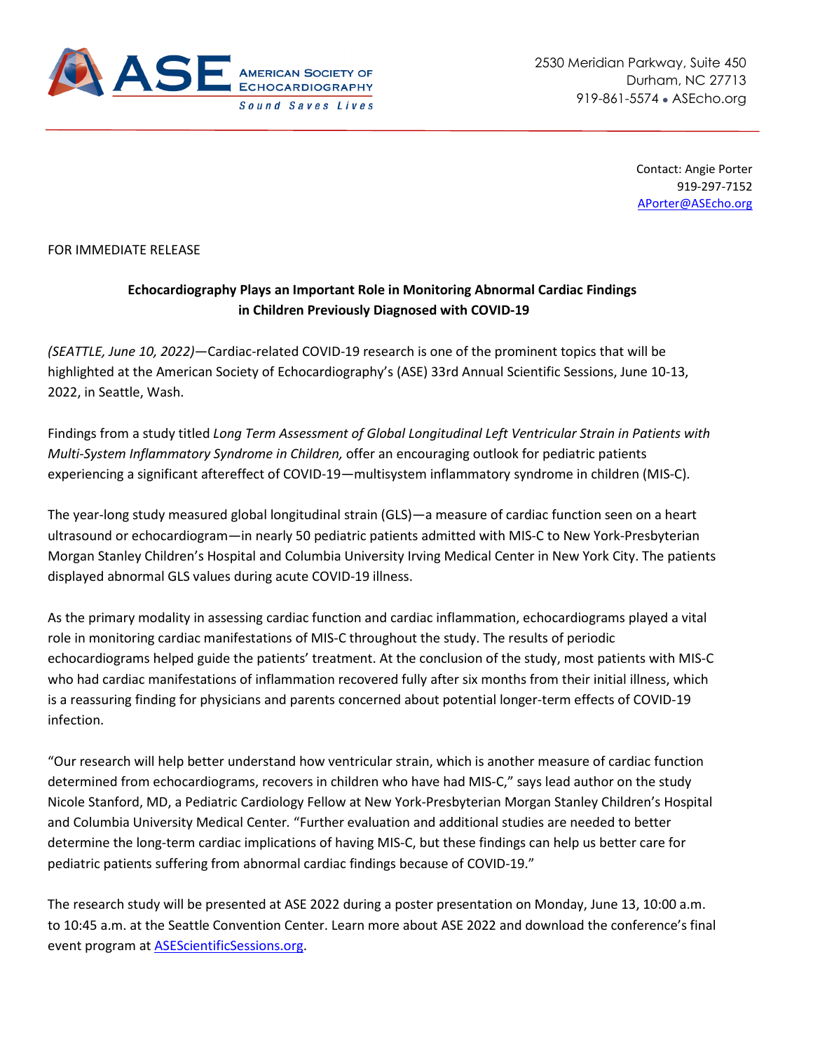ASE AMERICAN SOCIETY OF ECHOCARDIOGRAPHY
*Sound Saves Lives*

2530 Meridian Parkway, Suite 450
Durham, NC 27713
919-861-5574 • ASEcho.org

Contact: Angie Porter
919-297-7152
APorter@ASEcho.org

FOR IMMEDIATE RELEASE

**Echocardiography Plays an Important Role in Monitoring Abnormal Cardiac Findings in Children Previously Diagnosed with COVID-19**

*(SEATTLE, June 10, 2022)*—Cardiac-related COVID-19 research is one of the prominent topics that will be highlighted at the American Society of Echocardiography's (ASE) 33rd Annual Scientific Sessions, June 10-13, 2022, in Seattle, Wash.

Findings from a study titled *Long Term Assessment of Global Longitudinal Left Ventricular Strain in Patients with Multi-System Inflammatory Syndrome in Children,* offer an encouraging outlook for pediatric patients experiencing a significant aftereffect of COVID-19—multisystem inflammatory syndrome in children (MIS-C).

The year-long study measured global longitudinal strain (GLS)—a measure of cardiac function seen on a heart ultrasound or echocardiogram—in nearly 50 pediatric patients admitted with MIS-C to New York-Presbyterian Morgan Stanley Children's Hospital and Columbia University Irving Medical Center in New York City. The patients displayed abnormal GLS values during acute COVID-19 illness.

As the primary modality in assessing cardiac function and cardiac inflammation, echocardiograms played a vital role in monitoring cardiac manifestations of MIS-C throughout the study. The results of periodic echocardiograms helped guide the patients' treatment. At the conclusion of the study, most patients with MIS-C who had cardiac manifestations of inflammation recovered fully after six months from their initial illness, which is a reassuring finding for physicians and parents concerned about potential longer-term effects of COVID-19 infection.

"Our research will help better understand how ventricular strain, which is another measure of cardiac function determined from echocardiograms, recovers in children who have had MIS-C," says lead author on the study Nicole Stanford, MD, a Pediatric Cardiology Fellow at New York-Presbyterian Morgan Stanley Children's Hospital and Columbia University Medical Center. "Further evaluation and additional studies are needed to better determine the long-term cardiac implications of having MIS-C, but these findings can help us better care for pediatric patients suffering from abnormal cardiac findings because of COVID-19."

The research study will be presented at ASE 2022 during a poster presentation on Monday, June 13, 10:00 a.m. to 10:45 a.m. at the Seattle Convention Center. Learn more about ASE 2022 and download the conference's final event program at ASEScientificSessions.org.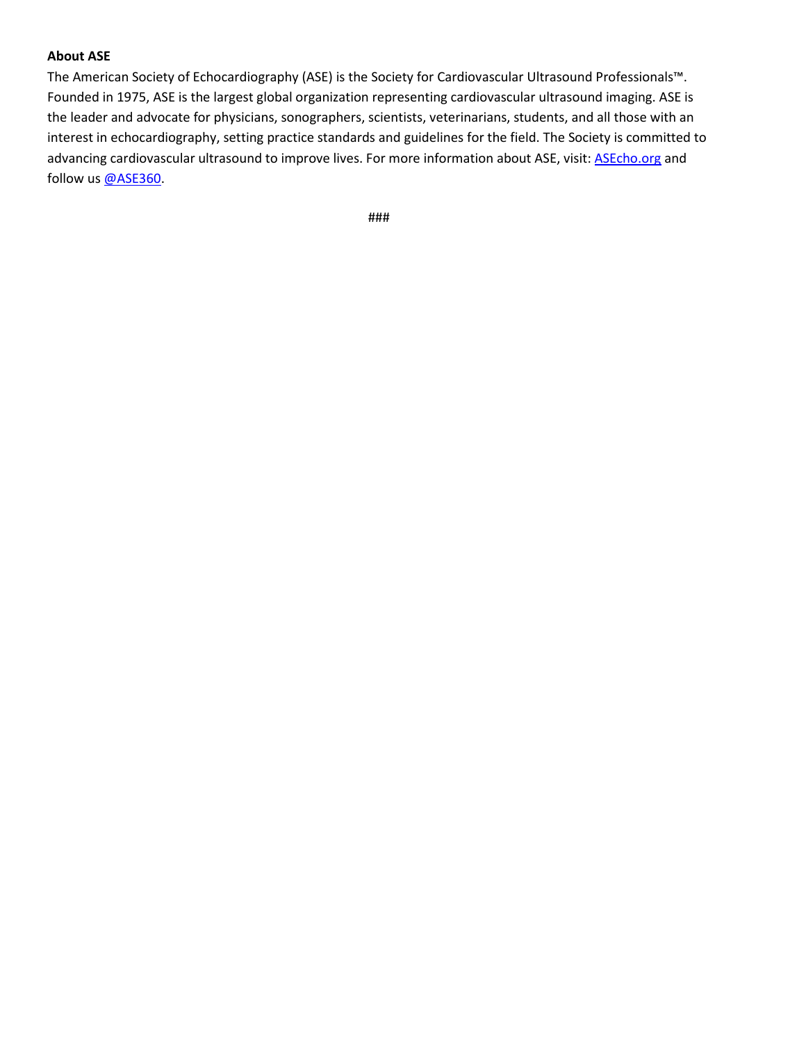**About ASE**

The American Society of Echocardiography (ASE) is the Society for Cardiovascular Ultrasound Professionals™. Founded in 1975, ASE is the largest global organization representing cardiovascular ultrasound imaging. ASE is the leader and advocate for physicians, sonographers, scientists, veterinarians, students, and all those with an interest in echocardiography, setting practice standards and guidelines for the field. The Society is committed to advancing cardiovascular ultrasound to improve lives. For more information about ASE, visit: ASEcho.org and follow us @ASE360.

###